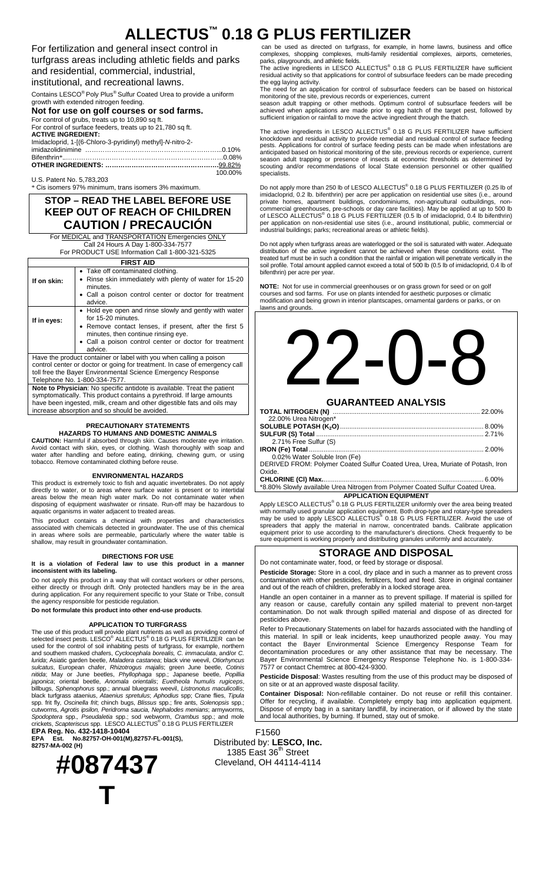# ALLECTUS™ 0.18 G PLUS FERTILIZER

For fertilization and general insect control in turfgrass areas including athletic fields and parks and residential, commercial, industrial, institutional, and recreational lawns.

Contains LESCO® Poly Plus® Sulfur Coated Urea to provide a uniform growth with extended nitrogen feeding.

**Not for use on golf courses or sod farms.**

For control of grubs, treats up to 10,890 sq ft.
For control of surface feeders, treats up to 21,780 sq ft.

**ACTIVE INGREDIENT:**

| | |
|---|---|
| Imidacloprid, 1-[(6-Chloro-3-pyridinyl) methyl]-*N*-nitro-2-imidazolidinimine | 0.10% |
| Bifenthrin* | 0.08% |
| **OTHER INGREDIENTS:** | 99.82% |
| | 100.00% |

U.S. Patent No. 5,783,203

* Cis isomers 97% minimum, trans isomers 3% maximum.

## STOP – READ THE LABEL BEFORE USE
## KEEP OUT OF REACH OF CHILDREN
## CAUTION / PRECAUCIÓN

For MEDICAL and TRANSPORTATION Emergencies ONLY
Call 24 Hours A Day 1-800-334-7577
For PRODUCT USE Information Call 1-800-321-5325

| FIRST AID | |
|---|---|
| **If on skin:** | • Take off contaminated clothing.<br>• Rinse skin immediately with plenty of water for 15-20 minutes.<br>• Call a poison control center or doctor for treatment advice. |
| **If in eyes:** | • Hold eye open and rinse slowly and gently with water for 15-20 minutes.<br>• Remove contact lenses, if present, after the first 5 minutes, then continue rinsing eye.<br>• Call a poison control center or doctor for treatment advice. |
| Have the product container or label with you when calling a poison control center or doctor or going for treatment. In case of emergency call toll free the Bayer Environmental Science Emergency Response Telephone No. 1-800-334-7577. | |
| **Note to Physician**: No specific antidote is available. Treat the patient symptomatically. This product contains a pyrethroid. If large amounts have been ingested, milk, cream and other digestible fats and oils may increase absorption and so should be avoided. | |

### PRECAUTIONARY STATEMENTS
### HAZARDS TO HUMANS AND DOMESTIC ANIMALS

**CAUTION:** Harmful if absorbed through skin. Causes moderate eye irritation. Avoid contact with skin, eyes, or clothing. Wash thoroughly with soap and water after handling and before eating, drinking, chewing gum, or using tobacco. Remove contaminated clothing before reuse.

### ENVIRONMENTAL HAZARDS

This product is extremely toxic to fish and aquatic invertebrates. Do not apply directly to water, or to areas where surface water is present or to intertidal areas below the mean high water mark. Do not contaminate water when disposing of equipment washwater or rinsate. Run-off may be hazardous to aquatic organisms in water adjacent to treated areas.

This product contains a chemical with properties and characteristics associated with chemicals detected in groundwater. The use of this chemical in areas where soils are permeable, particularly where the water table is shallow, may result in groundwater contamination.

### DIRECTIONS FOR USE

**It is a violation of Federal law to use this product in a manner inconsistent with its labeling.**

Do not apply this product in a way that will contact workers or other persons, either directly or through drift. Only protected handlers may be in the area during application. For any requirement specific to your State or Tribe, consult the agency responsible for pesticide regulation.

**Do not formulate this product into other end-use products**.

### APPLICATION TO TURFGRASS

The use of this product will provide plant nutrients as well as providing control of selected insect pests. LESCO® ALLECTUS® 0.18 G PLUS FERTILIZER can be used for the control of soil inhabiting pests of turfgrass, for example, northern and southern masked chafers, *Cyclocephala borealis, C. immaculata*, and/or *C. lurida*; Asiatic garden beetle, *Maladera castanea*; black vine weevil, *Otiorhyncus sulcatus*, European chafer, *Rhizotrogus majalis*; green June beetle, *Cotinis nitida*; May or June beetles, *Phyllophaga* spp.; Japanese beetle, *Popillia japonica*; oriental beetle, *Anomala orientalis*; *Euetheola humulis rugiceps*, billbugs, *Sphenophorus* spp.; annual bluegrass weevil, *Listronotus maculicollis*; black turfgrass ataenius, *Ataenius spretulus*; *Aphodius* spp; Crane flies, *Tipula* spp. frit fly, *Oscinella frit*; chinch bugs, *Blissus* spp.; fire ants, *Solenopsis* spp.; cutworms, *Agrotis ipsilon, Peridroma saucia, Nephalodes menians*; armyworms, *Spodoptera* spp., *Pseudaletia* spp.; sod webworm, *Crambus* spp.; and mole crickets, *Scapteriscus* spp. LESCO ALLECTUS® 0.18 G PLUS FERTILIZER can be used as directed on turfgrass, for example, in home lawns, business and office complexes, shopping complexes, multi-family residential complexes, airports, cemeteries, parks, playgrounds, and athletic fields.

The active ingredients in LESCO ALLECTUS® 0.18 G PLUS FERTILIZER have sufficient residual activity so that applications for control of subsurface feeders can be made preceding the egg laying activity.

The need for an application for control of subsurface feeders can be based on historical monitoring of the site, previous records or experiences, current season adult trapping or other methods. Optimum control of subsurface feeders will be achieved when applications are made prior to egg hatch of the target pest, followed by sufficient irrigation or rainfall to move the active ingredient through the thatch.

The active ingredients in LESCO ALLECTUS® 0.18 G PLUS FERTILIZER have sufficient knockdown and residual activity to provide remedial and residual control of surface feeding pests. Applications for control of surface feeding pests can be made when infestations are anticipated based on historical monitoring of the site, previous records or experience, current season adult trapping or presence of insects at economic thresholds as determined by scouting and/or recommendations of local State extension personnel or other qualified specialists.

Do not apply more than 250 lb of LESCO ALLECTUS® 0.18 G PLUS FERTILIZER (0.25 lb of imidacloprid, 0.2 lb. bifenthrin) per acre per application on residential use sites (i.e., around private homes, apartment buildings, condominiums, non-agricultural outbuildings, non-commercial greenhouses, pre-schools or day care facilities). May be applied at up to 500 lb of LESCO ALLECTUS® 0.18 G PLUS FERTILIZER (0.5 lb of imidacloprid, 0.4 lb bifenthrin) per application on non-residential use sites (i.e., around institutional, public, commercial or industrial buildings; parks; recreational areas or athletic fields).

Do not apply when turfgrass areas are waterlogged or the soil is saturated with water. Adequate distribution of the active ingredient cannot be achieved when these conditions exist. The treated turf must be in such a condition that the rainfall or irrigation will penetrate vertically in the soil profile. Total amount applied cannot exceed a total of 500 lb (0.5 lb of imidacloprid, 0.4 lb of bifenthrin) per acre per year.

**NOTE:** Not for use in commercial greenhouses or on grass grown for seed or on golf courses and sod farms. For use on plants intended for aesthetic purposes or climatic modification and being grown in interior plantscapes, ornamental gardens or parks, or on lawns and grounds.

# 22-0-8

## GUARANTEED ANALYSIS

| | |
|---|---|
| **TOTAL NITROGEN (N)** | 22.00% |
| 22.00% Urea Nitrogen* | |
| **SOLUBLE POTASH ($K_2O$)** | 8.00% |
| **SULFUR (S) Total** | 2.71% |
| 2.71% Free Sulfur (S) | |
| **IRON (Fe) Total** | 2.00% |
| 0.02% Water Soluble Iron (Fe) | |

DERIVED FROM: Polymer Coated Sulfur Coated Urea, Urea, Muriate of Potash, Iron Oxide.

| | |
|---|---|
| **CHLORINE (Cl) Max.** | 6.00% |

*8.80% Slowly available Urea Nitrogen from Polymer Coated Sulfur Coated Urea.

### APPLICATION EQUIPMENT

Apply LESCO ALLECTUS® 0.18 G PLUS FERTILIZER uniformly over the area being treated with normally used granular application equipment. Both drop-type and rotary-type spreaders may be used to apply LESCO ALLECTUS® 0.18 G PLUS FERTILIZER. Avoid the use of spreaders that apply the material in narrow, concentrated bands. Calibrate application equipment prior to use according to the manufacturer's directions. Check frequently to be sure equipment is working properly and distributing granules uniformly and accurately.

## STORAGE AND DISPOSAL

Do not contaminate water, food, or feed by storage or disposal.

**Pesticide Storage:** Store in a cool, dry place and in such a manner as to prevent cross contamination with other pesticides, fertilizers, food and feed. Store in original container and out of the reach of children, preferably in a locked storage area.

Handle an open container in a manner as to prevent spillage. If material is spilled for any reason or cause, carefully contain any spilled material to prevent non-target contamination. Do not walk through spilled material and dispose of as directed for pesticides above.

Refer to Precautionary Statements on label for hazards associated with the handling of this material. In spill or leak incidents, keep unauthorized people away. You may contact the Bayer Environmental Science Emergency Response Team for decontamination procedures or any other assistance that may be necessary. The Bayer Environmental Science Emergency Response Telephone No. is 1-800-334-7577 or contact Chemtrec at 800-424-9300.

**Pesticide Disposal**: Wastes resulting from the use of this product may be disposed of on site or at an approved waste disposal facility.

**Container Disposal:** Non-refillable container. Do not reuse or refill this container. Offer for recycling, if available. Completely empty bag into application equipment. Dispose of empty bag in a sanitary landfill, by incineration, or if allowed by the state and local authorities, by burning. If burned, stay out of smoke.

**EPA Reg. No. 432-1418-10404**
**EPA Est. No.82757-OH-001(M),82757-FL-001(S), 82757-MA-002 (H)**

F1560
Distributed by: **LESCO, Inc.**
1385 East 36th Street
Cleveland, OH 44114-4114

**#087437**

**T**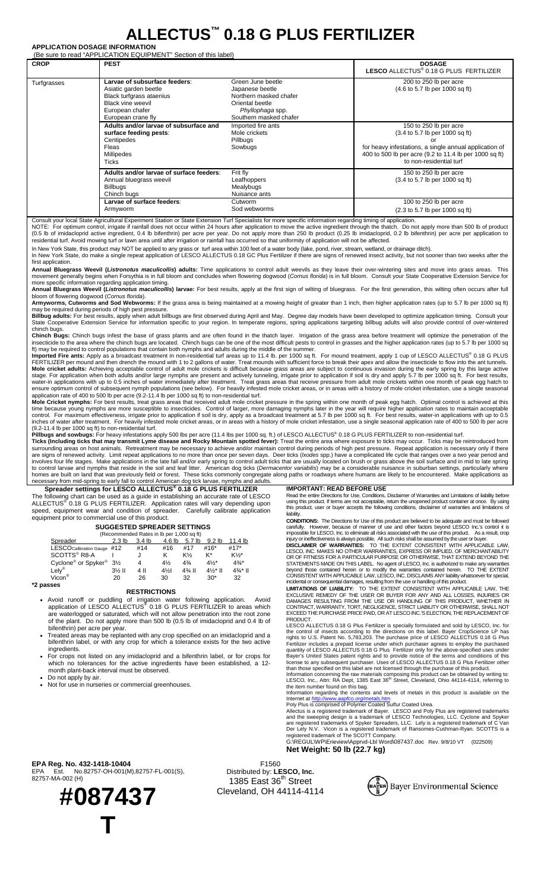# ALLECTUS™ 0.18 G PLUS FERTILIZER

## APPLICATION DOSAGE INFORMATION

(Be sure to read "APPLICATION EQUIPMENT" Section of this label)

| CROP | PEST | | DOSAGE LESCO ALLECTUS® 0.18 G PLUS FERTILIZER |
|---|---|---|---|
| Turfgrasses | **Larvae of subsurface feeders**: Asiatic garden beetle, Black turfgrass ataenius, Black vine weevil, European chafer, European crane fly | Green June beetle, Japanese beetle, Northern masked chafer, Oriental beetle, *Phyllophaga* spp., Southern masked chafer | 200 to 250 lb per acre (4.6 to 5.7 lb per 1000 sq ft) |
| | **Adults and/or larvae of subsurface and surface feeding pests**: Centipedes, Fleas, Millipedes, Ticks | Imported fire ants, Mole crickets, Pillbugs, Sowbugs | 150 to 250 lb per acre (3.4 to 5.7 lb per 1000 sq ft) or for heavy infestations, a single annual application of 400 to 500 lb per acre (9.2 to 11.4 lb per 1000 sq ft) to non-residential turf |
| | **Adults and/or larvae of surface feeders**: Annual bluegrass weevil, Billbugs, Chinch bugs | Frit fly, Leafhoppers, Mealybugs, Nuisance ants | 150 to 250 lb per acre (3.4 to 5.7 lb per 1000 sq ft) |
| | **Larvae of surface feeders**: Armyworm | Cutworm, Sod webworms | 100 to 250 lb per acre (2.3 to 5.7 lb per 1000 sq ft) |

Consult your local State Agricultural Experiment Station or State Extension Turf Specialists for more specific information regarding timing of application.

NOTE: For optimum control, irrigate if rainfall does not occur within 24 hours after application to move the active ingredient through the thatch. Do not apply more than 500 lb of product (0.5 lb of imidacloprid active ingredient, 0.4 lb bifenthrin) per acre per year. Do not apply more than 250 lb product (0.25 lb imidacloprid, 0.2 lb bifenthrin) per acre per application to residential turf. Avoid mowing turf or lawn area until after irrigation or rainfall has occurred so that uniformity of application will not be affected.

In New York State, this product may NOT be applied to any grass or turf area within 100 feet of a water body (lake, pond, river, stream, wetland, or drainage ditch).

In New York State, do make a single repeat application of LESCO ALLECTUS 0.18 GC Plus Fertilizer if there are signs of renewed insect activity, but not sooner than two weeks after the first application.

**Annual Bluegrass Weevil (*Listronotus maculicollis*) adults:** Time applications to control adult weevils as they leave their over-wintering sites and move into grass areas. This movement generally begins when Forsythia is in full bloom and concludes when flowering dogwood (*Cornus florida*) is in full bloom. Consult your State Cooperative Extension Service for more specific information regarding application timing.

**Annual Bluegrass Weevil (*Listronotus maculicollis*) larvae:** For best results, apply at the first sign of wilting of bluegrass. For the first generation, this wilting often occurs after full bloom of flowering dogwood (*Cornus florida*).

**Armyworms, Cutworms and Sod Webworms:** If the grass area is being maintained at a mowing height of greater than 1 inch, then higher application rates (up to 5.7 lb per 1000 sq ft) may be required during periods of high pest pressure.

**Billbug adults:** For best results, apply when adult billbugs are first observed during April and May. Degree day models have been developed to optimize application timing. Consult your State Cooperative Extension Service for information specific to your region. In temperate regions, spring applications targeting billbug adults will also provide control of over-wintered chinch bugs.

**Chinch Bugs:** Chinch bugs infest the base of grass plants and are often found in the thatch layer. Irrigation of the grass area before treatment will optimize the penetration of the insecticide to the area where the chinch bugs are located. Chinch bugs can be one of the most difficult pests to control in grasses and the higher application rates (up to 5.7 lb per 1000 sq ft) may be required to control populations that contain both nymphs and adults during the middle of the summer.

**Imported Fire Ants:** Apply as a broadcast treatment in non-residential turf areas up to 11.4 lb. per 1000 sq ft. For mound treatment, apply 1 cup of LESCO ALLECTUS® 0.18 G PLUS FERTILIZER per mound and then drench the mound with 1 to 2 gallons of water. Treat mounds with sufficient force to break their apex and allow the insecticide to flow into the ant tunnels.

**Mole cricket adults:** Achieving acceptable control of adult mole crickets is difficult because grass areas are subject to continuous invasion during the early spring by this large active stage. For application when both adults and/or large nymphs are present and actively tunneling, irrigate prior to application if soil is dry and apply 5.7 lb per 1000 sq ft. For best results, water-in applications with up to 0.5 inches of water immediately after treatment. Treat grass areas that receive pressure from adult mole crickets within one month of peak egg hatch to ensure optimum control of subsequent nymph populations (see below). For heavily infested mole cricket areas, or in areas with a history of mole cricket infestation, use a single seasonal application rate of 400 to 500 lb per acre (9.2-11.4 lb per 1000 sq ft) to non-residential turf.

**Mole Cricket nymphs:** For best results, treat grass areas that received adult mole cricket pressure in the spring within one month of peak egg hatch. Optimal control is achieved at this time because young nymphs are more susceptible to insecticides. Control of larger, more damaging nymphs later in the year will require higher application rates to maintain acceptable control. For maximum effectiveness, irrigate prior to application if soil is dry, apply as a broadcast treatment at 5.7 lb per 1000 sq ft. For best results, water-in applications with up to 0.5 inches of water after treatment. For heavily infested mole cricket areas, or in areas with a history of mole cricket infestation, use a single seasonal application rate of 400 to 500 lb per acre (9.2-11.4 lb per 1000 sq ft) to non-residential turf.

**Pillbugs and sowbugs:** For heavy infestations apply 500 lbs per acre (11.4 lbs per 1000 sq. ft.) of LESCO ALLECTUS® 0.18 G PLUS FERTILIZER to non-residential turf.

**Ticks (Including ticks that may transmit Lyme disease and Rocky Mountain spotted fever):** Treat the entire area where exposure to ticks may occur. Ticks may be reintroduced from surrounding areas on host animals. Retreatment may be necessary to achieve and/or maintain control during periods of high pest pressure. Repeat application is necessary only if there are signs of renewed activity. Limit repeat applications to no more than once per seven days. Deer ticks (*Ixodes* spp.) have a complicated life cycle that ranges over a two year period and involves four life stages. Make applications in the late fall and/or early spring to control adult ticks that are usually located on brush or grass above the soil surface and in mid to late spring to control larvae and nymphs that reside in the soil and leaf litter. American dog ticks (*Dermacentor variabilis*) may be a considerable nuisance in suburban settings, particularly where homes are built on land that was previously field or forest. These ticks commonly congregate along paths or roadways where humans are likely to be encountered. Make applications as necessary from mid-spring to early fall to control American dog tick larvae, nymphs and adults.

### Spreader settings for LESCO ALLECTUS® 0.18 G PLUS FERTILIZER

The following chart can be used as a guide in establishing an accurate rate of LESCO ALLECTUS® 0.18 G PLUS FERTILIZER. Application rates will vary depending upon speed, equipment wear and condition of spreader. Carefully calibrate application equipment prior to commercial use of this product.

### SUGGESTED SPREADER SETTINGS

(Recommended Rates in lb per 1,000 sq ft)

| Spreader | 2.3 lb | 3.4 lb | 4.6 lb | 5.7 lb | 9.2 lb | 11.4 lb |
|---|---|---|---|---|---|---|
| LESCO Calibration Gauge | #12 | #14 | #16 | #17 | #16* | #17* |
| SCOTTS® R8-A | I | J | K | K½ | K* | K½* |
| Cyclone® or Spyker® | 3½ | 4 | 4½ | 4¾ | 4½* | 4¾* |
| Lely® | 3½ II | 4 II | 4½I | 4¾ II | 4½* II | 4¾* II |
| Vicon® | 20 | 26 | 30 | 32 | 30* | 32 |

**\*2 passes**

### RESTRICTIONS

- Avoid runoff or puddling of irrigation water following application. Avoid application of LESCO ALLECTUS® 0.18 G PLUS FERTILIZER to areas which are waterlogged or saturated, which will not allow penetration into the root zone of the plant. Do not apply more than 500 lb (0.5 lb of imidacloprid and 0.4 lb of bifenthrin) per acre per year.
- Treated areas may be replanted with any crop specified on an imidacloprid and a bifenthrin label, or with any crop for which a tolerance exists for the two active ingredients.
- For crops not listed on any imidacloprid and a bifenthrin label, or for crops for which no tolerances for the active ingredients have been established, a 12-month plant-back interval must be observed.
- Do not apply by air.
- Not for use in nurseries or commercial greenhouses.

### IMPORTANT: READ BEFORE USE

Read the entire Directions for Use, Conditions, Disclaimer of Warranties and Limitations of liability before using this product. If terms are not acceptable, return the unopened product container at once. By using this product, user or buyer accepts the following conditions, disclaimer of warranties and limitations of liability.

**CONDITIONS:** The Directions for Use of this product are believed to be adequate and must be followed carefully. However, because of manner of use and other factors beyond LESCO Inc.'s control it is impossible for LESCO, Inc. to eliminate all risks associated with the use of this product. As a result, crop injury or ineffectiveness is always possible. All such risks shall be assumed by the user or buyer.

**DISCLAIMER OF WARRANTIES:** TO THE EXTENT CONSISTENT WITH APPLICABLE LAW, LESCO, INC. MAKES NO OTHER WARRANTIES, EXPRESS OR IMPLIED, OF MERCHANTABILITY OR OF FITNESS FOR A PARTICULAR PURPOSE OR OTHERWISE, THAT EXTEND BEYOND THE STATEMENTS MADE ON THIS LABEL. No agent of LESCO, Inc. is authorized to make any warranties beyond those contained herein or to modify the warranties contained herein. TO THE EXTENT CONSISTENT WITH APPLICABLE LAW, LESCO, INC. DISCLAIMS ANY liability whatsoever for special, incidental or consequential damages, resulting from the use or handling of this product.

**LIMITATIONS OF LIABILITY:** TO THE EXTENT CONSISTENT WITH APPLICABLE LAW, THE EXCLUSIVE REMEDY OF THE USER OR BUYER FOR ANY AND ALL LOSSES, INJURIES OR DAMAGES RESULTING FROM THE USE OR HANDLING OF THIS PRODUCT, WHETHER IN CONTRACT, WARRANTY, TORT, NEGLIGENCE, STRICT LIABILITY OR OTHERWISE, SHALL NOT EXCEED THE PURCHASE PRICE PAID, OR AT LESCO INC.'S ELECTION, THE REPLACEMENT OF PRODUCT.

LESCO ALLECTUS 0.18 G Plus Fertilizer is specially formulated and sold by LESCO, Inc. for the control of insects according to the directions on this label. Bayer CropScience LP has rights to U.S. Patent No. 5,783,203. The purchase price of LESCO ALLECTUS 0.18 G Plus Fertilizer includes a prepaid license under which purchaser agrees to employ the purchased quantity of LESCO ALLECTUS 0.18 G Plus Fertilizer only for the above-specified uses under Bayer's United States patent rights and to provide notice of the terms and conditions of this license to any subsequent purchaser. Uses of LESCO ALLECTUS 0.18 G Plus Fertilizer other than those specified on this label are not licensed through the purchase of this product.

Information concerning the raw materials composing this product can be obtained by writing to: LESCO, Inc., Attn: RA Dept, 1385 East 36th Street, Cleveland, Ohio 44114-4114, referring to the item number found on this bag.

Information regarding the contents and levels of metals in this product is available on the Internet at http://www.aapfco.org/metals.htm.

Poly Plus is comprised of Polymer Coated Sulfur Coated Urea.

Allectus is a registered trademark of Bayer. LESCO and Poly Plus are registered trademarks and the sweeping design is a trademark of LESCO Technologies, LLC. Cyclone and Spyker are registered trademarks of Spyker Spreaders, LLC. Lely is a registered trademark of C Van Der Lely N.V. Vicon is a registered trademark of Ransomes-Cushman-Ryan. SCOTTS is a registered trademark of The SCOTT Company.

G:\REGUL\WP\Erieview\Apprvd-Lbl Word\087437.doc Rev. 9/8/10 VT (022509)

**Net Weight: 50 lb (22.7 kg)**

**EPA Reg. No. 432-1418-10404**

EPA Est. No.82757-OH-001(M),82757-FL-001(S), 82757-MA-002 (H)

F1560

Distributed by: **LESCO, Inc.**

1385 East 36th Street

Cleveland, OH 44114-4114

Bayer Environmental Science

# #087437

# T